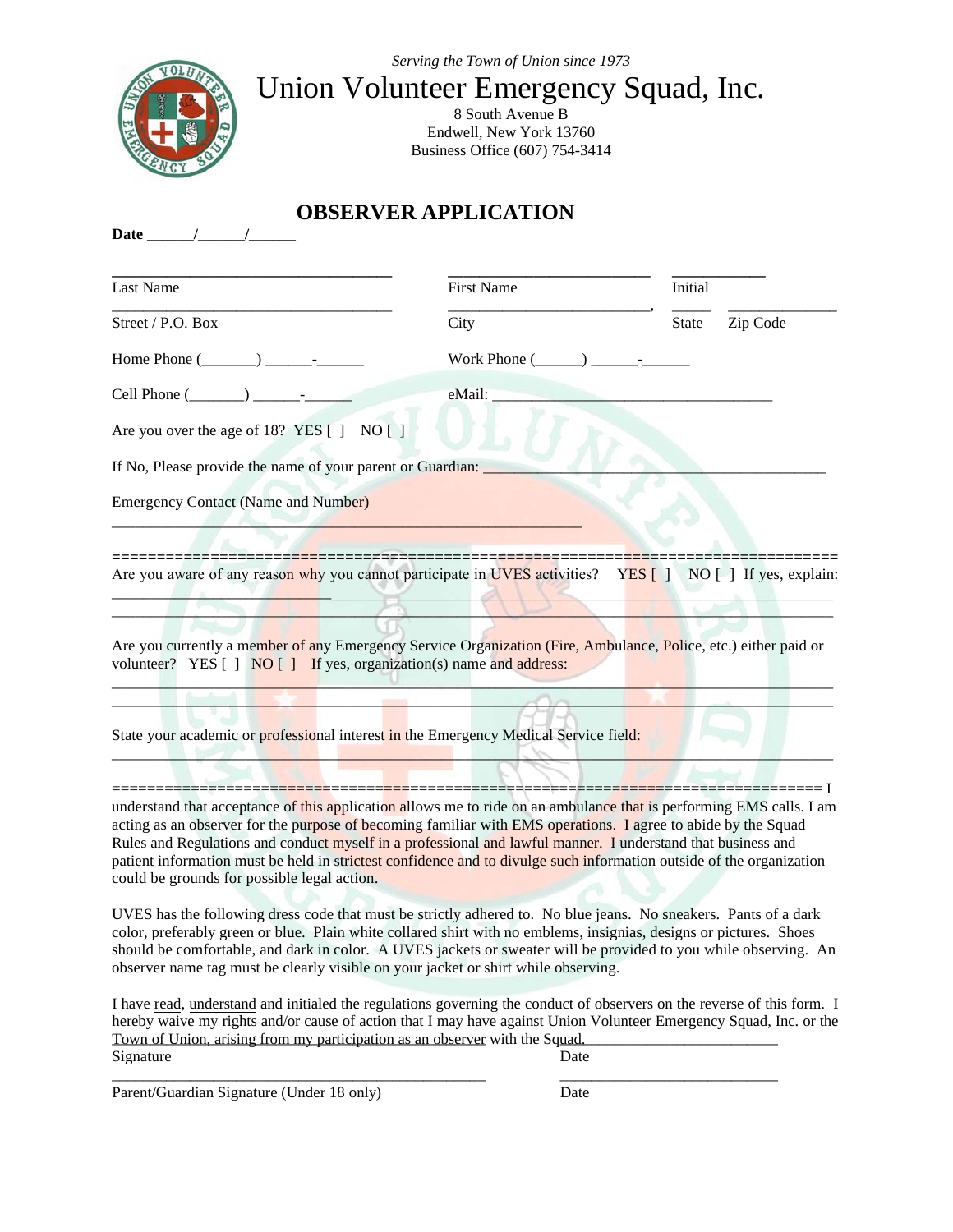*Serving the Town of Union since 1973*

# Union Volunteer Emergency Squad, Inc.

8 South Avenue B
Endwell, New York 13760
Business Office (607) 754-3414

## OBSERVER APPLICATION

**Date ______/______/______**

___________________________________ ___________________________ ____________
Last Name First Name Initial

___________________________________ ___________________________, _____ ______________
Street / P.O. Box City State Zip Code

Home Phone (_______) ______-______ Work Phone (______) ______-______

Cell Phone (_______) ______-______ eMail: ___________________________________

Are you over the age of 18? YES [ ] NO [ ]

If No, Please provide the name of your parent or Guardian: ______________________________________________

Emergency Contact (Name and Number)

___________________________________________________________

==========================================================================================

Are you aware of any reason why you cannot participate in UVES activities? YES [ ] NO [ ] If yes, explain:

__________________________________________________________________________________________
__________________________________________________________________________________________

Are you currently a member of any Emergency Service Organization (Fire, Ambulance, Police, etc.) either paid or volunteer? YES [ ] NO [ ] If yes, organization(s) name and address:

__________________________________________________________________________________________
__________________________________________________________________________________________

State your academic or professional interest in the Emergency Medical Service field:

__________________________________________________________________________________________

==========================================================================================

I understand that acceptance of this application allows me to ride on an ambulance that is performing EMS calls. I am acting as an observer for the purpose of becoming familiar with EMS operations. I agree to abide by the Squad Rules and Regulations and conduct myself in a professional and lawful manner. I understand that business and patient information must be held in strictest confidence and to divulge such information outside of the organization could be grounds for possible legal action.

UVES has the following dress code that must be strictly adhered to. No blue jeans. No sneakers. Pants of a dark color, preferably green or blue. Plain white collared shirt with no emblems, insignias, designs or pictures. Shoes should be comfortable, and dark in color. A UVES jackets or sweater will be provided to you while observing. An observer name tag must be clearly visible on your jacket or shirt while observing.

I have read, understand and initialed the regulations governing the conduct of observers on the reverse of this form. I hereby waive my rights and/or cause of action that I may have against Union Volunteer Emergency Squad, Inc. or the Town of Union, arising from my participation as an observer with the Squad.

___________________________________________________ ____________________________
Signature Date

___________________________________________________ ____________________________
Parent/Guardian Signature (Under 18 only) Date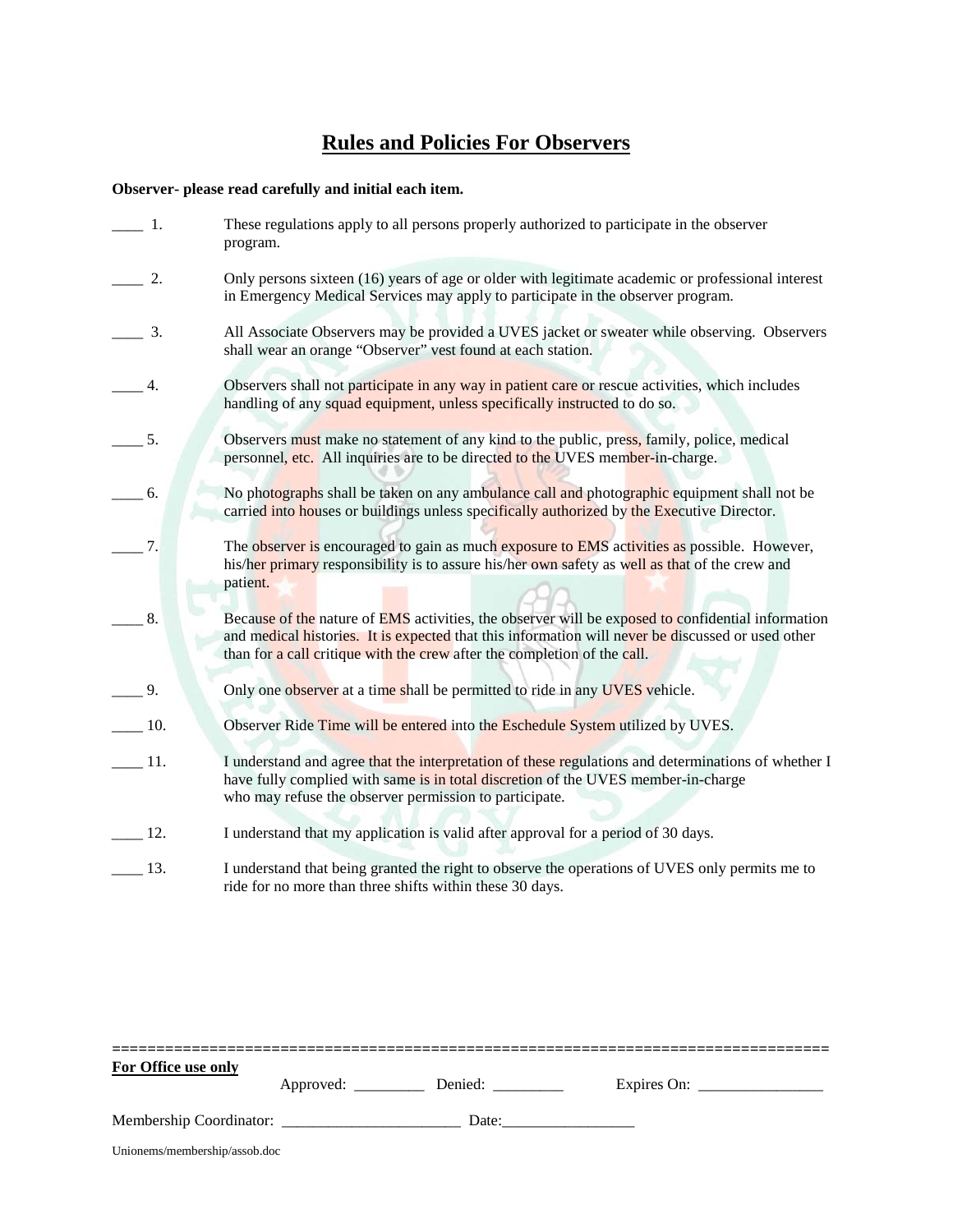# Rules and Policies For Observers

**Observer- please read carefully and initial each item.**

____ 1. These regulations apply to all persons properly authorized to participate in the observer program.

____ 2. Only persons sixteen (16) years of age or older with legitimate academic or professional interest in Emergency Medical Services may apply to participate in the observer program.

____ 3. All Associate Observers may be provided a UVES jacket or sweater while observing. Observers shall wear an orange "Observer" vest found at each station.

____ 4. Observers shall not participate in any way in patient care or rescue activities, which includes handling of any squad equipment, unless specifically instructed to do so.

____ 5. Observers must make no statement of any kind to the public, press, family, police, medical personnel, etc. All inquiries are to be directed to the UVES member-in-charge.

____ 6. No photographs shall be taken on any ambulance call and photographic equipment shall not be carried into houses or buildings unless specifically authorized by the Executive Director.

____ 7. The observer is encouraged to gain as much exposure to EMS activities as possible. However, his/her primary responsibility is to assure his/her own safety as well as that of the crew and patient.

____ 8. Because of the nature of EMS activities, the observer will be exposed to confidential information and medical histories. It is expected that this information will never be discussed or used other than for a call critique with the crew after the completion of the call.

____ 9. Only one observer at a time shall be permitted to ride in any UVES vehicle.

____ 10. Observer Ride Time will be entered into the Eschedule System utilized by UVES.

____ 11. I understand and agree that the interpretation of these regulations and determinations of whether I have fully complied with same is in total discretion of the UVES member-in-charge who may refuse the observer permission to participate.

____ 12. I understand that my application is valid after approval for a period of 30 days.

____ 13. I understand that being granted the right to observe the operations of UVES only permits me to ride for no more than three shifts within these 30 days.

================================================================================

**For Office use only**

Approved: _________ Denied: _________ Expires On: ________________

Membership Coordinator: _______________________ Date:_________________

Unionems/membership/assob.doc